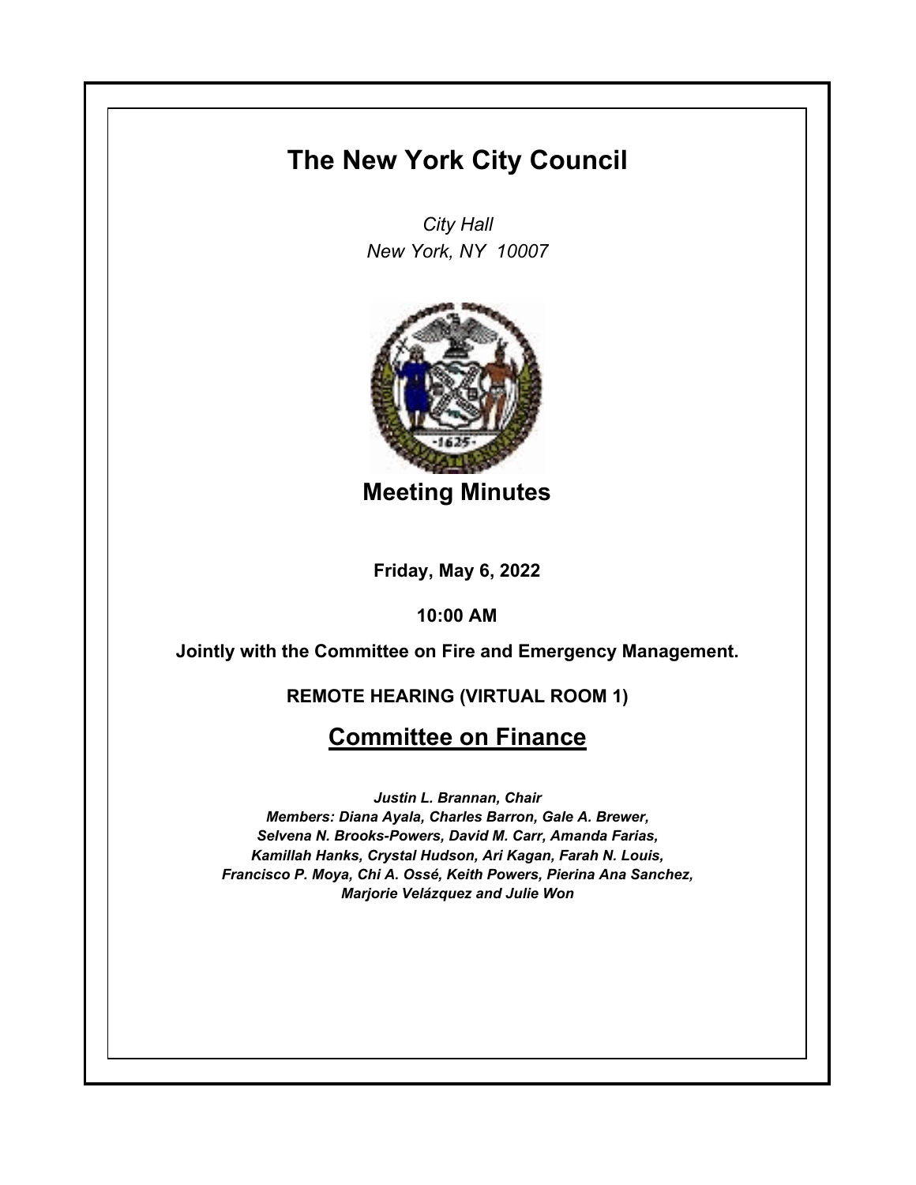# The New York City Council

*City Hall*
*New York, NY 10007*

## Meeting Minutes

**Friday, May 6, 2022**

**10:00 AM**

**Jointly with the Committee on Fire and Emergency Management.**

**REMOTE HEARING (VIRTUAL ROOM 1)**

## Committee on Finance

***Justin L. Brannan, Chair***
***Members: Diana Ayala, Charles Barron, Gale A. Brewer, Selvena N. Brooks-Powers, David M. Carr, Amanda Farias, Kamillah Hanks, Crystal Hudson, Ari Kagan, Farah N. Louis, Francisco P. Moya, Chi A. Ossé, Keith Powers, Pierina Ana Sanchez, Marjorie Velázquez and Julie Won***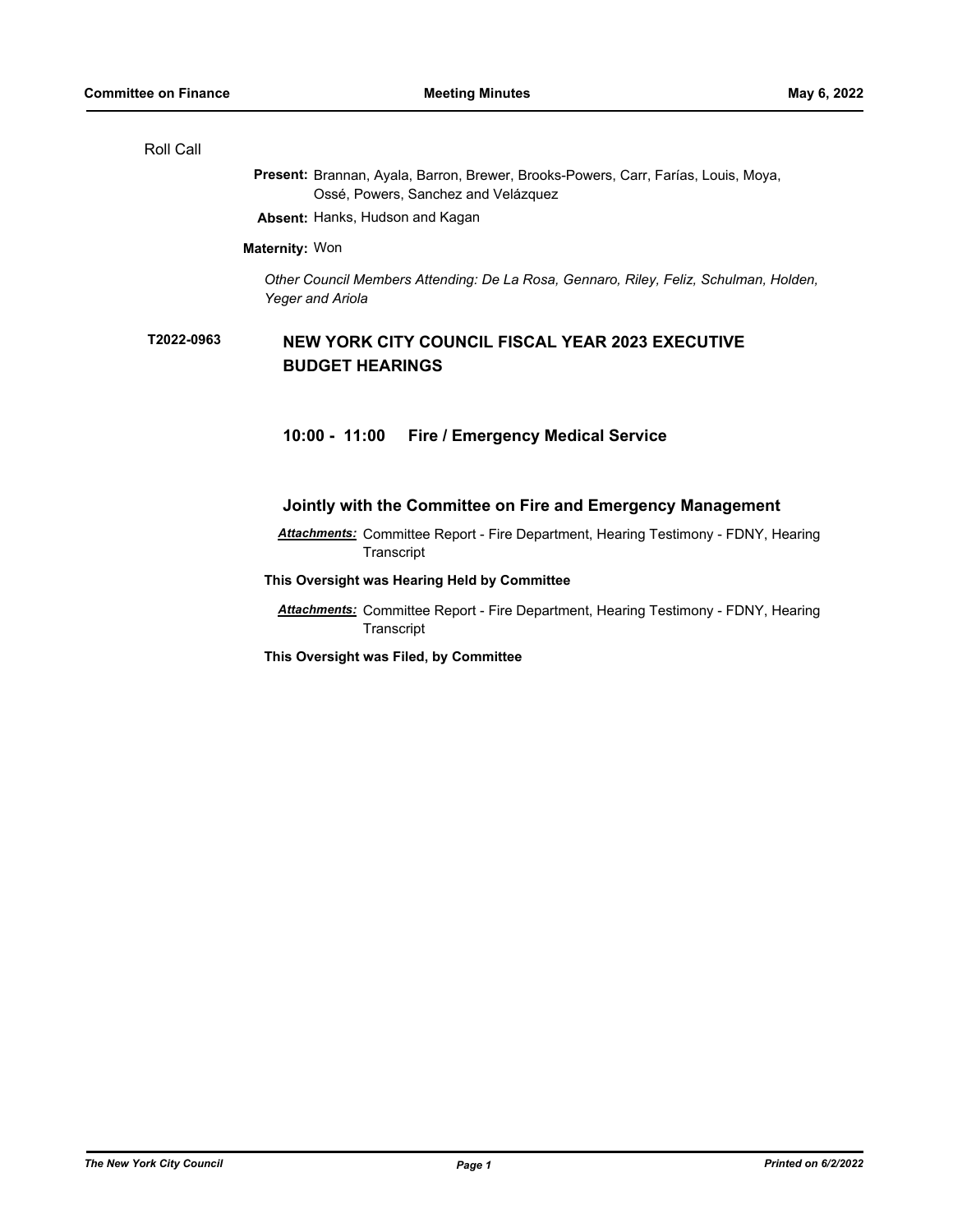Roll Call

**Present:** Brannan, Ayala, Barron, Brewer, Brooks-Powers, Carr, Farías, Louis, Moya, Ossé, Powers, Sanchez and Velázquez

**Absent:** Hanks, Hudson and Kagan

**Maternity:** Won

*Other Council Members Attending: De La Rosa, Gennaro, Riley, Feliz, Schulman, Holden, Yeger and Ariola*

**T2022-0963**

## NEW YORK CITY COUNCIL FISCAL YEAR 2023 EXECUTIVE BUDGET HEARINGS

### 10:00 - 11:00 Fire / Emergency Medical Service

### Jointly with the Committee on Fire and Emergency Management

***Attachments:*** Committee Report - Fire Department, Hearing Testimony - FDNY, Hearing Transcript

**This Oversight was Hearing Held by Committee**

***Attachments:*** Committee Report - Fire Department, Hearing Testimony - FDNY, Hearing Transcript

**This Oversight was Filed, by Committee**